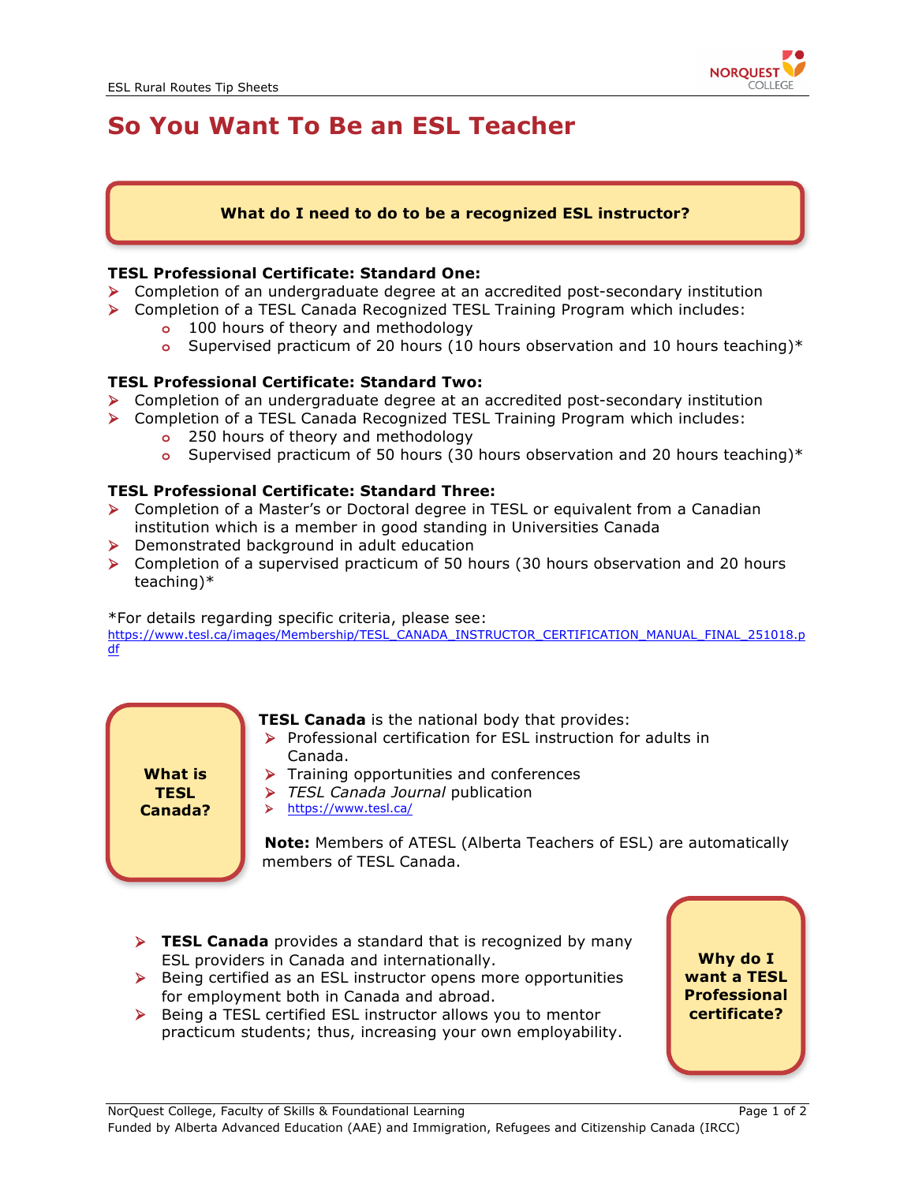# So You Want To Be an ESL Teacher

**What do I need to do to be a recognized ESL instructor?**

**TESL Professional Certificate: Standard One:**

- Completion of an undergraduate degree at an accredited post-secondary institution
- Completion of a TESL Canada Recognized TESL Training Program which includes:
  - 100 hours of theory and methodology
  - Supervised practicum of 20 hours (10 hours observation and 10 hours teaching)*

**TESL Professional Certificate: Standard Two:**

- Completion of an undergraduate degree at an accredited post-secondary institution
- Completion of a TESL Canada Recognized TESL Training Program which includes:
  - 250 hours of theory and methodology
  - Supervised practicum of 50 hours (30 hours observation and 20 hours teaching)*

**TESL Professional Certificate: Standard Three:**

- Completion of a Master's or Doctoral degree in TESL or equivalent from a Canadian institution which is a member in good standing in Universities Canada
- Demonstrated background in adult education
- Completion of a supervised practicum of 50 hours (30 hours observation and 20 hours teaching)*

*For details regarding specific criteria, please see: https://www.tesl.ca/images/Membership/TESL_CANADA_INSTRUCTOR_CERTIFICATION_MANUAL_FINAL_251018.pdf

**What is TESL Canada?**

**TESL Canada** is the national body that provides:

- Professional certification for ESL instruction for adults in Canada.
- Training opportunities and conferences
- *TESL Canada Journal* publication
- https://www.tesl.ca/

**Note:** Members of ATESL (Alberta Teachers of ESL) are automatically members of TESL Canada.

**Why do I want a TESL Professional certificate?**

- **TESL Canada** provides a standard that is recognized by many ESL providers in Canada and internationally.
- Being certified as an ESL instructor opens more opportunities for employment both in Canada and abroad.
- Being a TESL certified ESL instructor allows you to mentor practicum students; thus, increasing your own employability.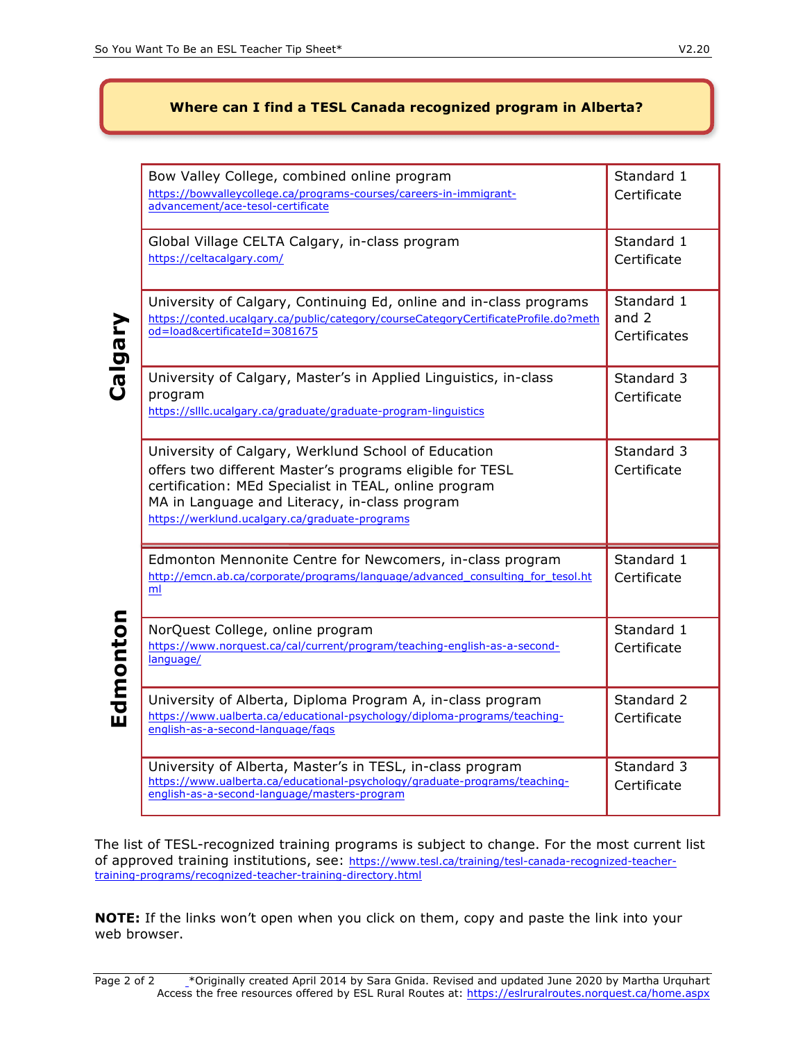## Where can I find a TESL Canada recognized program in Alberta?

| | | |
|---|---|---|
| Calgary | Bow Valley College, combined online program<br>https://bowvalleycollege.ca/programs-courses/careers-in-immigrant-advancement/ace-tesol-certificate | Standard 1 Certificate |
| | Global Village CELTA Calgary, in-class program<br>https://celtacalgary.com/ | Standard 1 Certificate |
| | University of Calgary, Continuing Ed, online and in-class programs<br>https://conted.ucalgary.ca/public/category/courseCategoryCertificateProfile.do?method=load&certificateId=3081675 | Standard 1 and 2 Certificates |
| | University of Calgary, Master's in Applied Linguistics, in-class program<br>https://slllc.ucalgary.ca/graduate/graduate-program-linguistics | Standard 3 Certificate |
| | University of Calgary, Werklund School of Education offers two different Master's programs eligible for TESL certification: MEd Specialist in TEAL, online program MA in Language and Literacy, in-class program<br>https://werklund.ucalgary.ca/graduate-programs | Standard 3 Certificate |
| Edmonton | Edmonton Mennonite Centre for Newcomers, in-class program<br>http://emcn.ab.ca/corporate/programs/language/advanced_consulting_for_tesol.html | Standard 1 Certificate |
| | NorQuest College, online program<br>https://www.norquest.ca/cal/current/program/teaching-english-as-a-second-language/ | Standard 1 Certificate |
| | University of Alberta, Diploma Program A, in-class program<br>https://www.ualberta.ca/educational-psychology/diploma-programs/teaching-english-as-a-second-language/faqs | Standard 2 Certificate |
| | University of Alberta, Master's in TESL, in-class program<br>https://www.ualberta.ca/educational-psychology/graduate-programs/teaching-english-as-a-second-language/masters-program | Standard 3 Certificate |

The list of TESL-recognized training programs is subject to change. For the most current list of approved training institutions, see: https://www.tesl.ca/training/tesl-canada-recognized-teacher-training-programs/recognized-teacher-training-directory.html

**NOTE:** If the links won't open when you click on them, copy and paste the link into your web browser.

*Originally created April 2014 by Sara Gnida. Revised and updated June 2020 by Martha Urquhart
Access the free resources offered by ESL Rural Routes at: https://eslruralroutes.norquest.ca/home.aspx